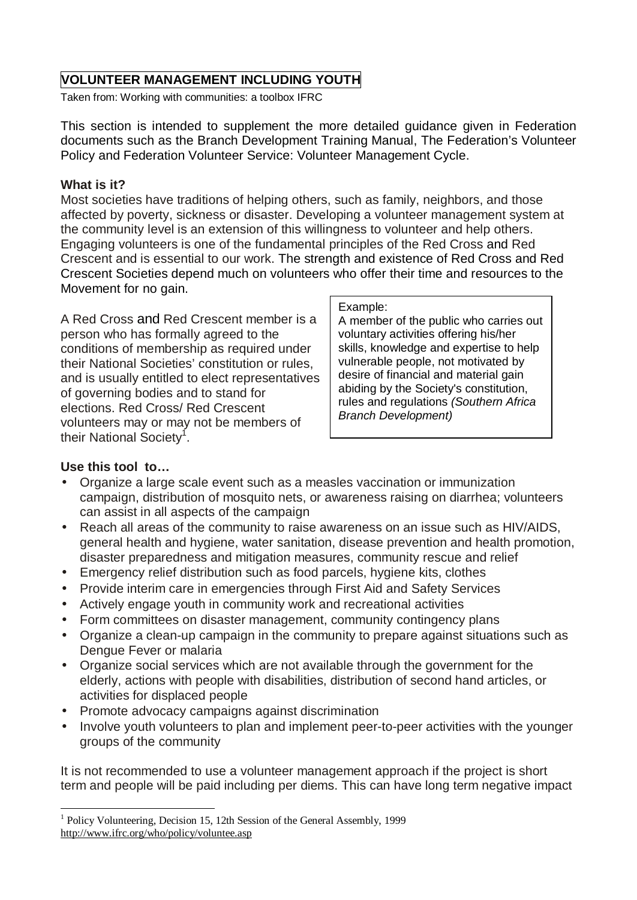# VOLUNTEER MANAGEMENT INCLUDING YOUTH

Taken from: Working with communities: a toolbox IFRC

This section is intended to supplement the more detailed guidance given in Federation documents such as the Branch Development Training Manual, The Federation's Volunteer Policy and Federation Volunteer Service: Volunteer Management Cycle.

**What is it?**

Most societies have traditions of helping others, such as family, neighbors, and those affected by poverty, sickness or disaster. Developing a volunteer management system at the community level is an extension of this willingness to volunteer and help others. Engaging volunteers is one of the fundamental principles of the Red Cross and Red Crescent and is essential to our work. The strength and existence of Red Cross and Red Crescent Societies depend much on volunteers who offer their time and resources to the Movement for no gain.

A Red Cross and Red Crescent member is a person who has formally agreed to the conditions of membership as required under their National Societies' constitution or rules, and is usually entitled to elect representatives of governing bodies and to stand for elections. Red Cross/ Red Crescent volunteers may or may not be members of their National Society[1].

> Example:
> A member of the public who carries out voluntary activities offering his/her skills, knowledge and expertise to help vulnerable people, not motivated by desire of financial and material gain abiding by the Society's constitution, rules and regulations *(Southern Africa Branch Development)*

**Use this tool to…**

- Organize a large scale event such as a measles vaccination or immunization campaign, distribution of mosquito nets, or awareness raising on diarrhea; volunteers can assist in all aspects of the campaign
- Reach all areas of the community to raise awareness on an issue such as HIV/AIDS, general health and hygiene, water sanitation, disease prevention and health promotion, disaster preparedness and mitigation measures, community rescue and relief
- Emergency relief distribution such as food parcels, hygiene kits, clothes
- Provide interim care in emergencies through First Aid and Safety Services
- Actively engage youth in community work and recreational activities
- Form committees on disaster management, community contingency plans
- Organize a clean-up campaign in the community to prepare against situations such as Dengue Fever or malaria
- Organize social services which are not available through the government for the elderly, actions with people with disabilities, distribution of second hand articles, or activities for displaced people
- Promote advocacy campaigns against discrimination
- Involve youth volunteers to plan and implement peer-to-peer activities with the younger groups of the community

It is not recommended to use a volunteer management approach if the project is short term and people will be paid including per diems. This can have long term negative impact

[1] Policy Volunteering, Decision 15, 12th Session of the General Assembly, 1999 http://www.ifrc.org/who/policy/voluntee.asp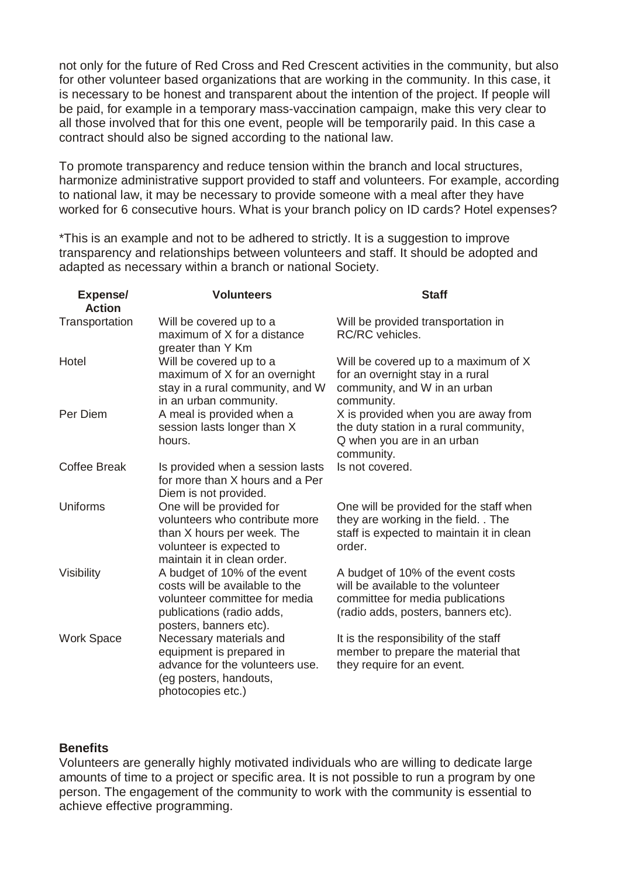not only for the future of Red Cross and Red Crescent activities in the community, but also for other volunteer based organizations that are working in the community. In this case, it is necessary to be honest and transparent about the intention of the project. If people will be paid, for example in a temporary mass-vaccination campaign, make this very clear to all those involved that for this one event, people will be temporarily paid. In this case a contract should also be signed according to the national law.

To promote transparency and reduce tension within the branch and local structures, harmonize administrative support provided to staff and volunteers. For example, according to national law, it may be necessary to provide someone with a meal after they have worked for 6 consecutive hours. What is your branch policy on ID cards? Hotel expenses?

*This is an example and not to be adhered to strictly. It is a suggestion to improve transparency and relationships between volunteers and staff. It should be adopted and adapted as necessary within a branch or national Society.

| Expense/ Action | Volunteers | Staff |
|---|---|---|
| Transportation | Will be covered up to a maximum of X for a distance greater than Y Km | Will be provided transportation in RC/RC vehicles. |
| Hotel | Will be covered up to a maximum of X for an overnight stay in a rural community, and W in an urban community. | Will be covered up to a maximum of X for an overnight stay in a rural community, and W in an urban community. |
| Per Diem | A meal is provided when a session lasts longer than X hours. | X is provided when you are away from the duty station in a rural community, Q when you are in an urban community. |
| Coffee Break | Is provided when a session lasts for more than X hours and a Per Diem is not provided. | Is not covered. |
| Uniforms | One will be provided for volunteers who contribute more than X hours per week. The volunteer is expected to maintain it in clean order. | One will be provided for the staff when they are working in the field. . The staff is expected to maintain it in clean order. |
| Visibility | A budget of 10% of the event costs will be available to the volunteer committee for media publications (radio adds, posters, banners etc). | A budget of 10% of the event costs will be available to the volunteer committee for media publications (radio adds, posters, banners etc). |
| Work Space | Necessary materials and equipment is prepared in advance for the volunteers use. (eg posters, handouts, photocopies etc.) | It is the responsibility of the staff member to prepare the material that they require for an event. |

**Benefits**

Volunteers are generally highly motivated individuals who are willing to dedicate large amounts of time to a project or specific area. It is not possible to run a program by one person. The engagement of the community to work with the community is essential to achieve effective programming.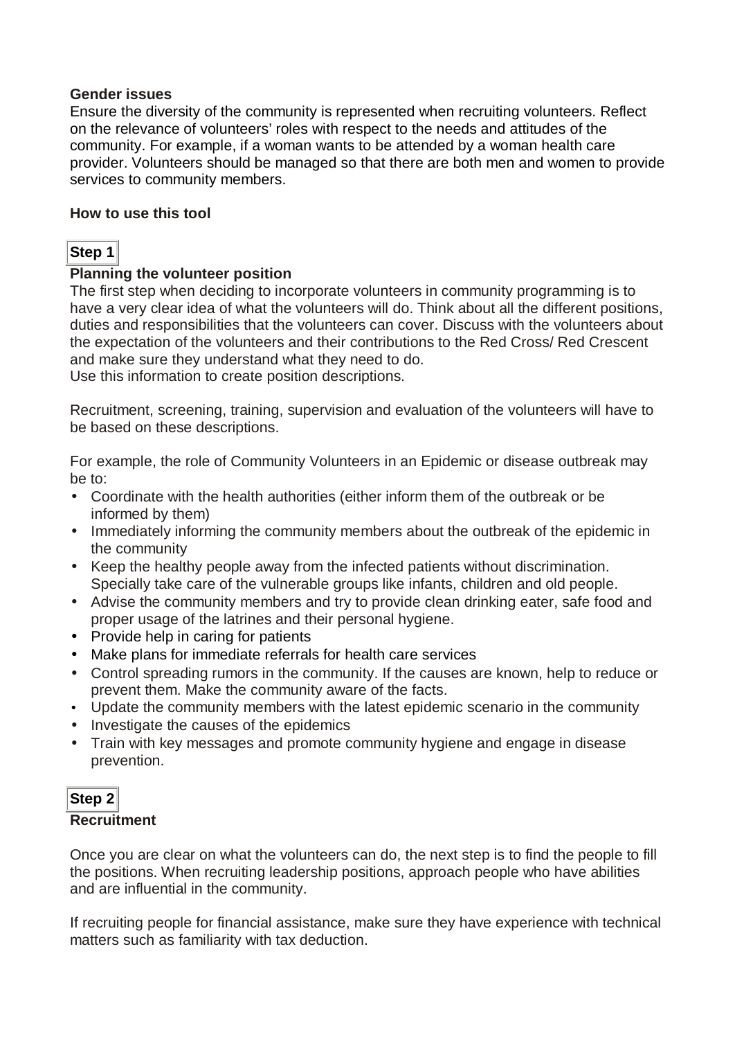**Gender issues**

Ensure the diversity of the community is represented when recruiting volunteers. Reflect on the relevance of volunteers' roles with respect to the needs and attitudes of the community. For example, if a woman wants to be attended by a woman health care provider. Volunteers should be managed so that there are both men and women to provide services to community members.

**How to use this tool**

**Step 1**

**Planning the volunteer position**

The first step when deciding to incorporate volunteers in community programming is to have a very clear idea of what the volunteers will do. Think about all the different positions, duties and responsibilities that the volunteers can cover. Discuss with the volunteers about the expectation of the volunteers and their contributions to the Red Cross/ Red Crescent and make sure they understand what they need to do.

Use this information to create position descriptions.

Recruitment, screening, training, supervision and evaluation of the volunteers will have to be based on these descriptions.

For example, the role of Community Volunteers in an Epidemic or disease outbreak may be to:

- Coordinate with the health authorities (either inform them of the outbreak or be informed by them)
- Immediately informing the community members about the outbreak of the epidemic in the community
- Keep the healthy people away from the infected patients without discrimination. Specially take care of the vulnerable groups like infants, children and old people.
- Advise the community members and try to provide clean drinking eater, safe food and proper usage of the latrines and their personal hygiene.
- Provide help in caring for patients
- Make plans for immediate referrals for health care services
- Control spreading rumors in the community. If the causes are known, help to reduce or prevent them. Make the community aware of the facts.
- Update the community members with the latest epidemic scenario in the community
- Investigate the causes of the epidemics
- Train with key messages and promote community hygiene and engage in disease prevention.

**Step 2**

**Recruitment**

Once you are clear on what the volunteers can do, the next step is to find the people to fill the positions. When recruiting leadership positions, approach people who have abilities and are influential in the community.

If recruiting people for financial assistance, make sure they have experience with technical matters such as familiarity with tax deduction.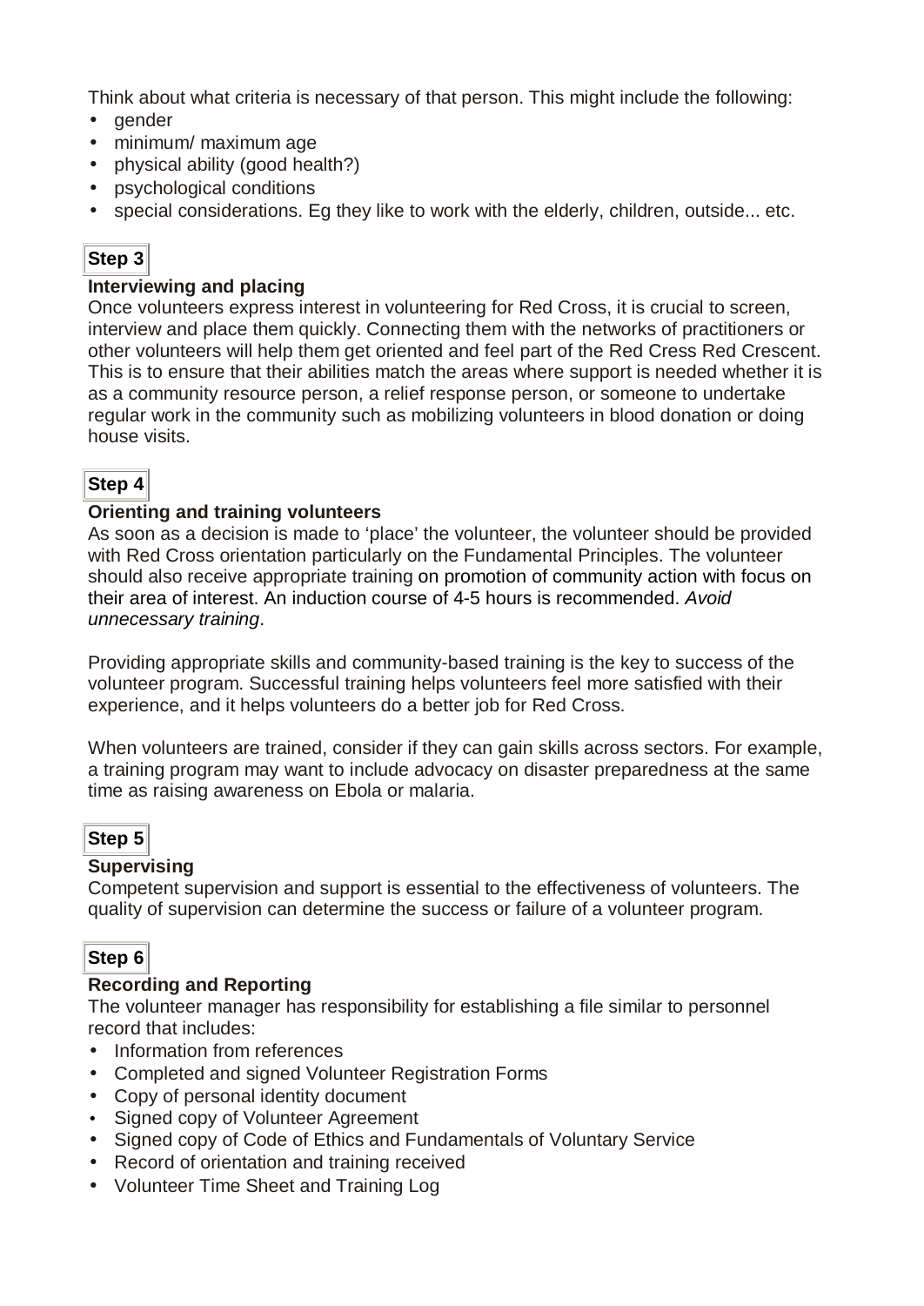Think about what criteria is necessary of that person. This might include the following:

- gender
- minimum/ maximum age
- physical ability (good health?)
- psychological conditions
- special considerations. Eg they like to work with the elderly, children, outside... etc.

**Step 3**

**Interviewing and placing**

Once volunteers express interest in volunteering for Red Cross, it is crucial to screen, interview and place them quickly. Connecting them with the networks of practitioners or other volunteers will help them get oriented and feel part of the Red Cress Red Crescent. This is to ensure that their abilities match the areas where support is needed whether it is as a community resource person, a relief response person, or someone to undertake regular work in the community such as mobilizing volunteers in blood donation or doing house visits.

**Step 4**

**Orienting and training volunteers**

As soon as a decision is made to 'place' the volunteer, the volunteer should be provided with Red Cross orientation particularly on the Fundamental Principles. The volunteer should also receive appropriate training on promotion of community action with focus on their area of interest. An induction course of 4-5 hours is recommended. *Avoid unnecessary training*.

Providing appropriate skills and community-based training is the key to success of the volunteer program. Successful training helps volunteers feel more satisfied with their experience, and it helps volunteers do a better job for Red Cross.

When volunteers are trained, consider if they can gain skills across sectors. For example, a training program may want to include advocacy on disaster preparedness at the same time as raising awareness on Ebola or malaria.

**Step 5**

**Supervising**

Competent supervision and support is essential to the effectiveness of volunteers. The quality of supervision can determine the success or failure of a volunteer program.

**Step 6**

**Recording and Reporting**

The volunteer manager has responsibility for establishing a file similar to personnel record that includes:

- Information from references
- Completed and signed Volunteer Registration Forms
- Copy of personal identity document
- Signed copy of Volunteer Agreement
- Signed copy of Code of Ethics and Fundamentals of Voluntary Service
- Record of orientation and training received
- Volunteer Time Sheet and Training Log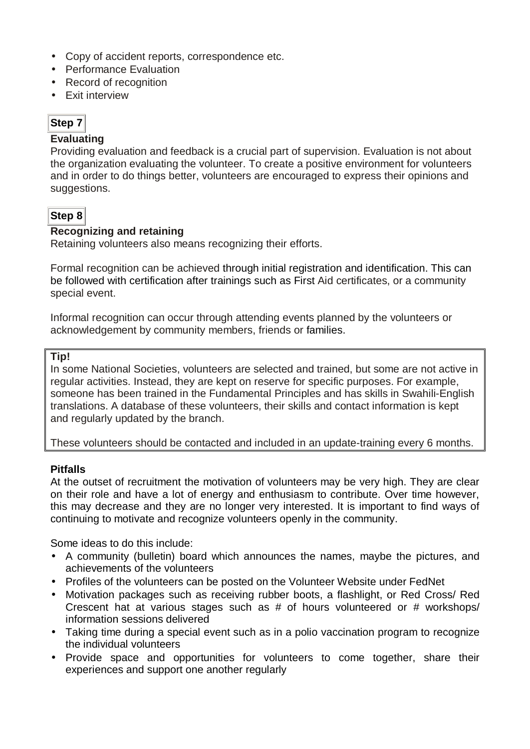- Copy of accident reports, correspondence etc.
- Performance Evaluation
- Record of recognition
- Exit interview

**Step 7**

**Evaluating**

Providing evaluation and feedback is a crucial part of supervision. Evaluation is not about the organization evaluating the volunteer. To create a positive environment for volunteers and in order to do things better, volunteers are encouraged to express their opinions and suggestions.

**Step 8**

**Recognizing and retaining**

Retaining volunteers also means recognizing their efforts.

Formal recognition can be achieved through initial registration and identification. This can be followed with certification after trainings such as First Aid certificates, or a community special event.

Informal recognition can occur through attending events planned by the volunteers or acknowledgement by community members, friends or families.

> **Tip!**
>
> In some National Societies, volunteers are selected and trained, but some are not active in regular activities. Instead, they are kept on reserve for specific purposes. For example, someone has been trained in the Fundamental Principles and has skills in Swahili-English translations. A database of these volunteers, their skills and contact information is kept and regularly updated by the branch.
>
> These volunteers should be contacted and included in an update-training every 6 months.

**Pitfalls**

At the outset of recruitment the motivation of volunteers may be very high. They are clear on their role and have a lot of energy and enthusiasm to contribute. Over time however, this may decrease and they are no longer very interested. It is important to find ways of continuing to motivate and recognize volunteers openly in the community.

Some ideas to do this include:

- A community (bulletin) board which announces the names, maybe the pictures, and achievements of the volunteers
- Profiles of the volunteers can be posted on the Volunteer Website under FedNet
- Motivation packages such as receiving rubber boots, a flashlight, or Red Cross/ Red Crescent hat at various stages such as # of hours volunteered or # workshops/ information sessions delivered
- Taking time during a special event such as in a polio vaccination program to recognize the individual volunteers
- Provide space and opportunities for volunteers to come together, share their experiences and support one another regularly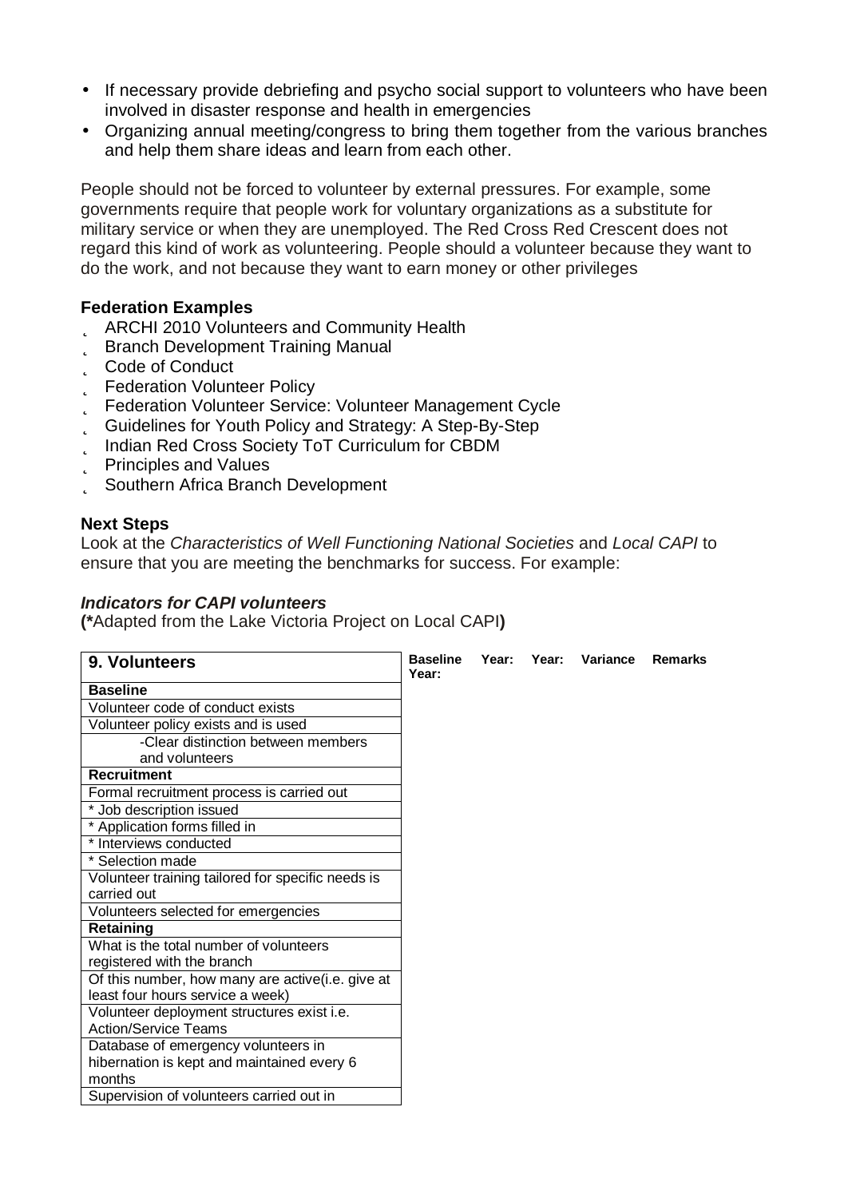- If necessary provide debriefing and psycho social support to volunteers who have been involved in disaster response and health in emergencies
- Organizing annual meeting/congress to bring them together from the various branches and help them share ideas and learn from each other.

People should not be forced to volunteer by external pressures. For example, some governments require that people work for voluntary organizations as a substitute for military service or when they are unemployed. The Red Cross Red Crescent does not regard this kind of work as volunteering. People should a volunteer because they want to do the work, and not because they want to earn money or other privileges

**Federation Examples**

- ARCHI 2010 Volunteers and Community Health
- Branch Development Training Manual
- Code of Conduct
- Federation Volunteer Policy
- Federation Volunteer Service: Volunteer Management Cycle
- Guidelines for Youth Policy and Strategy: A Step-By-Step
- Indian Red Cross Society ToT Curriculum for CBDM
- Principles and Values
- Southern Africa Branch Development

**Next Steps**

Look at the *Characteristics of Well Functioning National Societies* and *Local CAPI* to ensure that you are meeting the benchmarks for success. For example:

***Indicators for CAPI volunteers***

**(***Adapted from the Lake Victoria Project on Local CAPI**)**

| **9. Volunteers** | **Baseline Year:** | **Year:** | **Year:** | **Variance** | **Remarks** |
|---|---|---|---|---|---|
| **Baseline** | | | | | |
| Volunteer code of conduct exists | | | | | |
| Volunteer policy exists and is used | | | | | |
| -Clear distinction between members and volunteers | | | | | |
| **Recruitment** | | | | | |
| Formal recruitment process is carried out | | | | | |
| * Job description issued | | | | | |
| * Application forms filled in | | | | | |
| * Interviews conducted | | | | | |
| * Selection made | | | | | |
| Volunteer training tailored for specific needs is carried out | | | | | |
| Volunteers selected for emergencies | | | | | |
| **Retaining** | | | | | |
| What is the total number of volunteers registered with the branch | | | | | |
| Of this number, how many are active(i.e. give at least four hours service a week) | | | | | |
| Volunteer deployment structures exist i.e. Action/Service Teams | | | | | |
| Database of emergency volunteers in hibernation is kept and maintained every 6 months | | | | | |
| Supervision of volunteers carried out in | | | | | |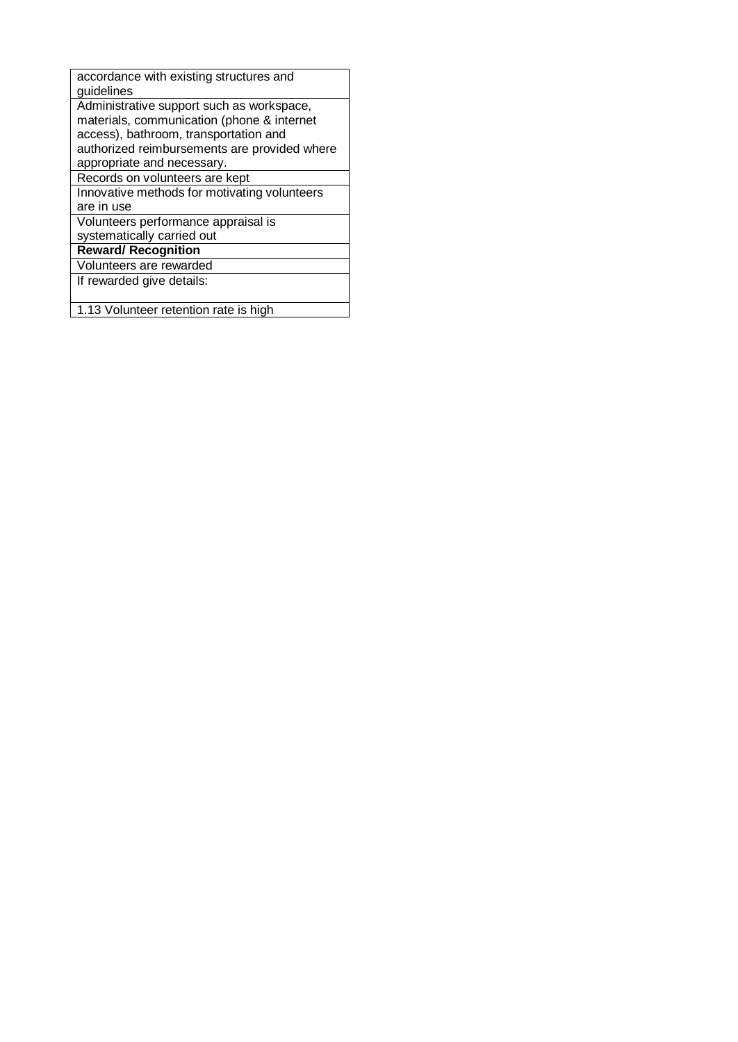| |
|---|
| accordance with existing structures and guidelines |
| Administrative support such as workspace, materials, communication (phone & internet access), bathroom, transportation and authorized reimbursements are provided where appropriate and necessary. |
| Records on volunteers are kept |
| Innovative methods for motivating volunteers are in use |
| Volunteers performance appraisal is systematically carried out |
| **Reward/ Recognition** |
| Volunteers are rewarded |
| If rewarded give details: |
| 1.13 Volunteer retention rate is high |